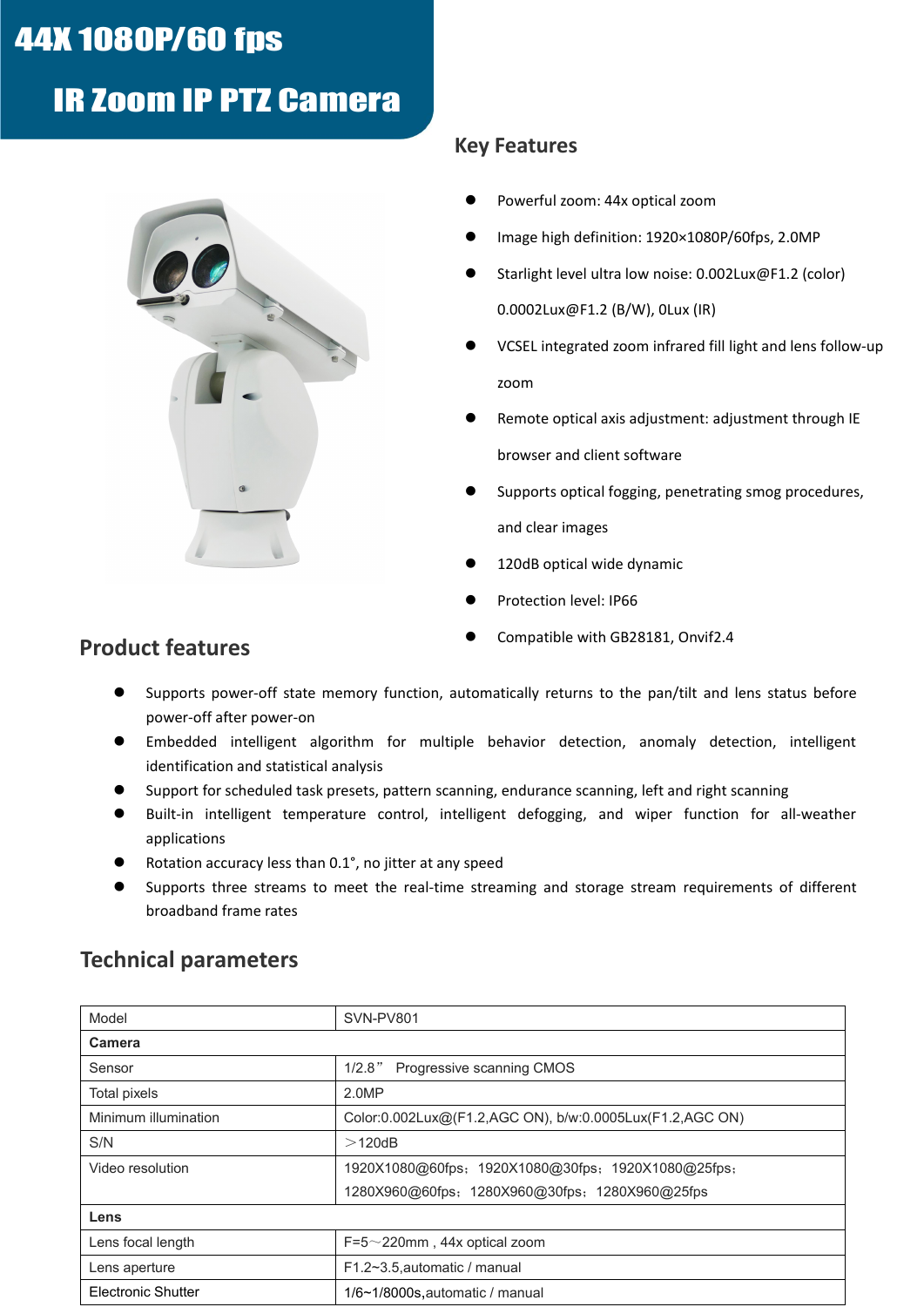# 44X 1080P/60 fps IR Zoom IP PTZ Camera

## Key Features

- Powerful zoom: 44x optical zoom
- Image high definition: 1920×1080P/60fps, 2.0MP
- Starlight level ultra low noise: 0.002Lux@F1.2 (color) 0.0002Lux@F1.2 (B/W), 0Lux (IR)
- VCSEL integrated zoom infrared fill light and lens follow-up zoom
- Remote optical axis adjustment: adjustment through IE browser and client software
- Supports optical fogging, penetrating smog procedures, and clear images
- 120dB optical wide dynamic
- Protection level: IP66
- Compatible with GB28181, Onvif2.4

## Product features

- Supports power-off state memory function, automatically returns to the pan/tilt and lens status before power-off after power-on
- Embedded intelligent algorithm for multiple behavior detection, anomaly detection, intelligent identification and statistical analysis
- Support for scheduled task presets, pattern scanning, endurance scanning, left and right scanning
- Built-in intelligent temperature control, intelligent defogging, and wiper function for all-weather applications
- Rotation accuracy less than 0.1°, no jitter at any speed
- Supports three streams to meet the real-time streaming and storage stream requirements of different broadband frame rates

## Technical parameters

| Model | SVN-PV801 |
|---|---|
| **Camera** | |
| Sensor | 1/2.8” Progressive scanning CMOS |
| Total pixels | 2.0MP |
| Minimum illumination | Color:0.002Lux@(F1.2,AGC ON), b/w:0.0005Lux(F1.2,AGC ON) |
| S/N | ＞120dB |
| Video resolution | 1920X1080@60fps；1920X1080@30fps；1920X1080@25fps；1280X960@60fps；1280X960@30fps；1280X960@25fps |
| **Lens** | |
| Lens focal length | F=5～220mm , 44x optical zoom |
| Lens aperture | F1.2~3.5,automatic / manual |
| Electronic Shutter | 1/6~1/8000s,automatic / manual |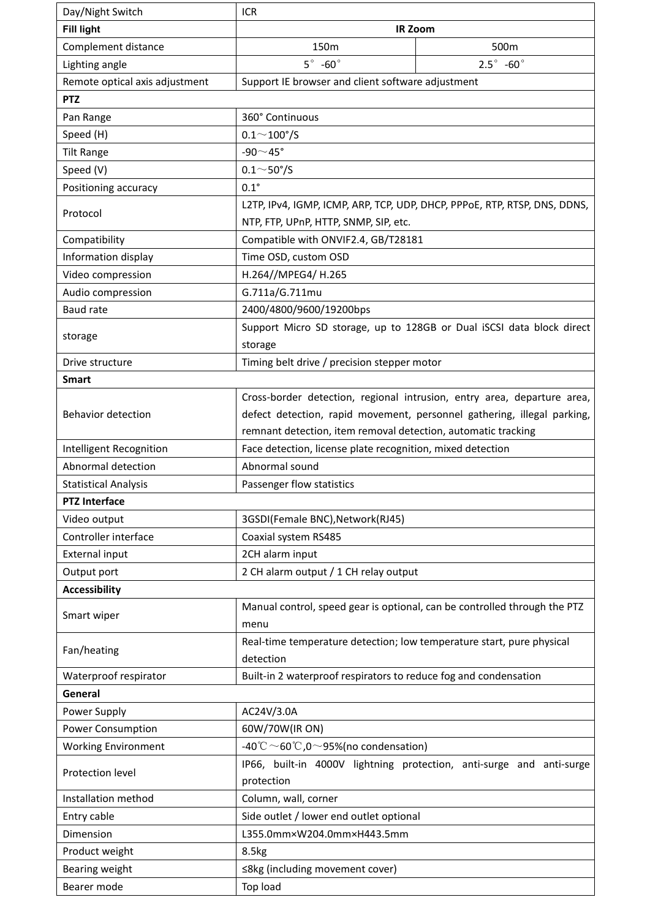| Day/Night Switch | ICR | |
|---|---|---|
| **Fill light** | **IR Zoom** | |
| Complement distance | 150m | 500m |
| Lighting angle | 5° -60° | 2.5° -60° |
| Remote optical axis adjustment | Support IE browser and client software adjustment | |
| **PTZ** | | |
| Pan Range | 360° Continuous | |
| Speed (H) | 0.1～100°/S | |
| Tilt Range | -90～45° | |
| Speed (V) | 0.1～50°/S | |
| Positioning accuracy | 0.1° | |
| Protocol | L2TP, IPv4, IGMP, ICMP, ARP, TCP, UDP, DHCP, PPPoE, RTP, RTSP, DNS, DDNS, NTP, FTP, UPnP, HTTP, SNMP, SIP, etc. | |
| Compatibility | Compatible with ONVIF2.4, GB/T28181 | |
| Information display | Time OSD, custom OSD | |
| Video compression | H.264//MPEG4/ H.265 | |
| Audio compression | G.711a/G.711mu | |
| Baud rate | 2400/4800/9600/19200bps | |
| storage | Support Micro SD storage, up to 128GB or Dual iSCSI data block direct storage | |
| Drive structure | Timing belt drive / precision stepper motor | |
| **Smart** | | |
| Behavior detection | Cross-border detection, regional intrusion, entry area, departure area, defect detection, rapid movement, personnel gathering, illegal parking, remnant detection, item removal detection, automatic tracking | |
| Intelligent Recognition | Face detection, license plate recognition, mixed detection | |
| Abnormal detection | Abnormal sound | |
| Statistical Analysis | Passenger flow statistics | |
| **PTZ Interface** | | |
| Video output | 3GSDI(Female BNC),Network(RJ45) | |
| Controller interface | Coaxial system RS485 | |
| External input | 2CH alarm input | |
| Output port | 2 CH alarm output / 1 CH relay output | |
| **Accessibility** | | |
| Smart wiper | Manual control, speed gear is optional, can be controlled through the PTZ menu | |
| Fan/heating | Real-time temperature detection; low temperature start, pure physical detection | |
| Waterproof respirator | Built-in 2 waterproof respirators to reduce fog and condensation | |
| **General** | | |
| Power Supply | AC24V/3.0A | |
| Power Consumption | 60W/70W(IR ON) | |
| Working Environment | -40℃～60℃,0～95%(no condensation) | |
| Protection level | IP66, built-in 4000V lightning protection, anti-surge and anti-surge protection | |
| Installation method | Column, wall, corner | |
| Entry cable | Side outlet / lower end outlet optional | |
| Dimension | L355.0mm×W204.0mm×H443.5mm | |
| Product weight | 8.5kg | |
| Bearing weight | ≤8kg (including movement cover) | |
| Bearer mode | Top load | |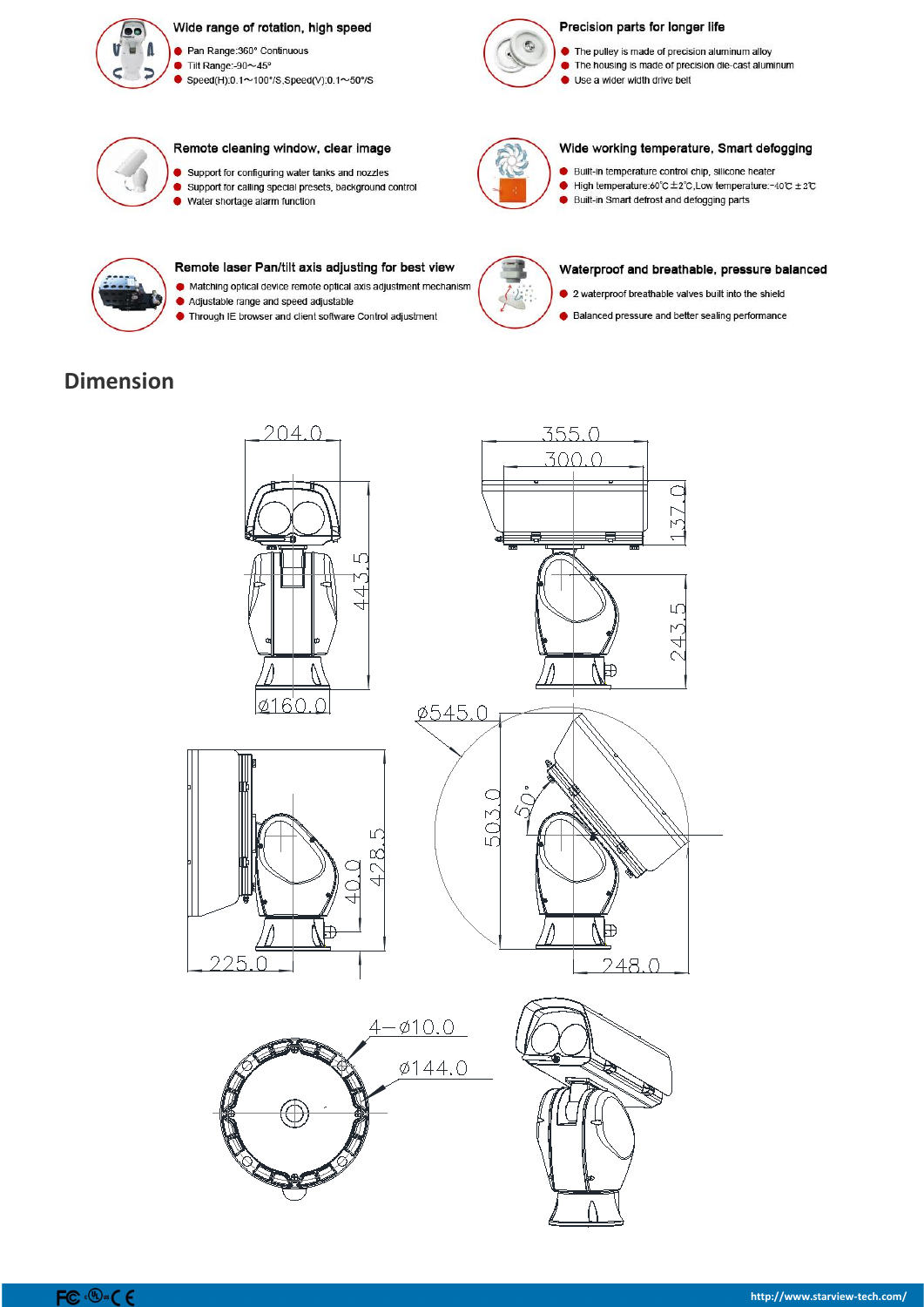### Wide range of rotation, high speed

- Pan Range:360° Continuous
- Tilt Range:-90～45°
- Speed(H):0.1～100°/S,Speed(V):0.1～50°/S

### Precision parts for longer life

- The pulley is made of precision aluminum alloy
- The housing is made of precision die-cast aluminum
- Use a wider width drive belt

### Remote cleaning window, clear image

- Support for configuring water tanks and nozzles
- Support for calling special presets, background control
- Water shortage alarm function

### Wide working temperature, Smart defogging

- Built-in temperature control chip, silicone heater
- High temperature:60℃±2℃,Low temperature:-40℃±2℃
- Built-in Smart defrost and defogging parts

### Remote laser Pan/tilt axis adjusting for best view

- Matching optical device remote optical axis adjustment mechanism
- Adjustable range and speed adjustable
- Through IE browser and client software Control adjustment

### Waterproof and breathable, pressure balanced

- 2 waterproof breathable valves built into the shield
- Balanced pressure and better sealing performance

## Dimension

204.0
443.5
ø160.0
355.0
300.0
137.0
243.5
ø545.0
503.0
50°
428.5
40.0
225.0
248.0
4—ø10.0
ø144.0

http://www.starview-tech.com/